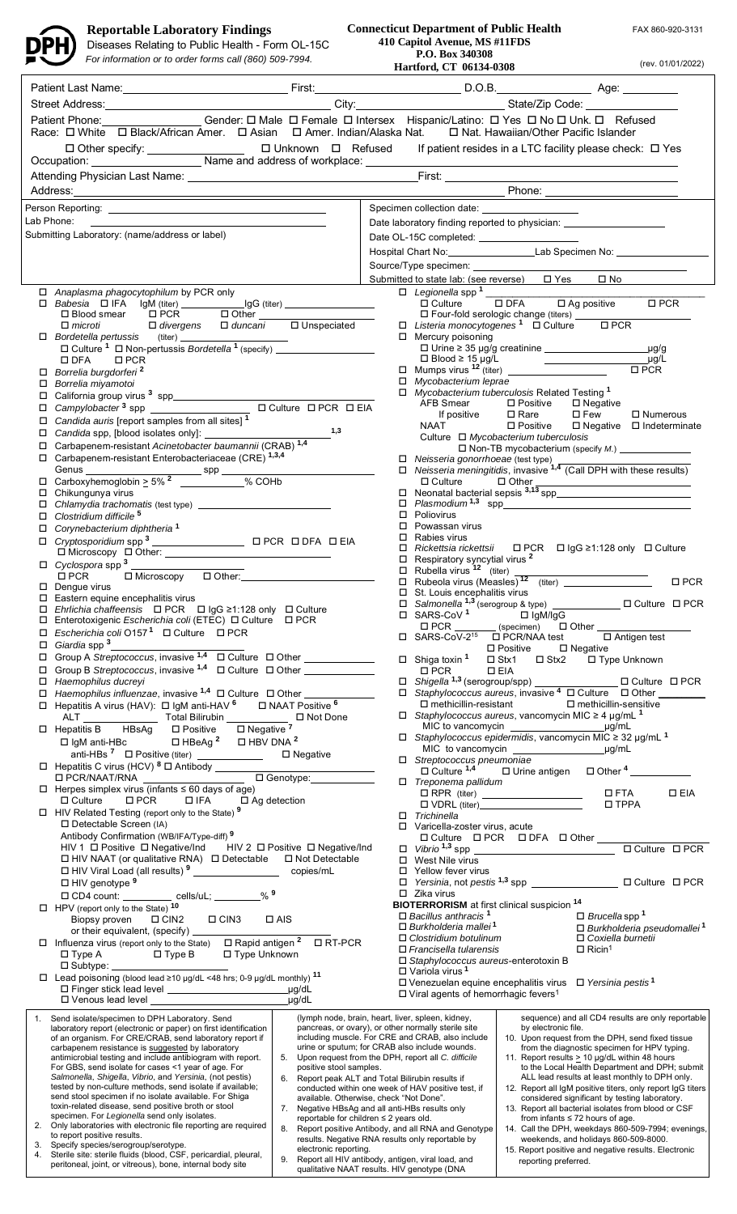# Reportable Laboratory Findings

Diseases Relating to Public Health - Form OL-15C

*For information or to order forms call (860) 509-7994.*

**Connecticut Department of Public Health**
**410 Capitol Avenue, MS #11FDS**
**P.O. Box 340308**
**Hartford, CT 06134-0308**

FAX 860-920-3131

(rev. 01/01/2022)

Patient Last Name: ______ First: ______ D.O.B. ______ Age: ______

Street Address: ______ City: ______ State/Zip Code: ______

Patient Phone: ______ Gender: ☐ Male ☐ Female ☐ Intersex Hispanic/Latino: ☐ Yes ☐ No ☐ Unk. ☐ Refused

Race: ☐ White ☐ Black/African Amer. ☐ Asian ☐ Amer. Indian/Alaska Nat. ☐ Nat. Hawaiian/Other Pacific Islander

☐ Other specify: ______ ☐ Unknown ☐ Refused If patient resides in a LTC facility please check: ☐ Yes

Occupation: ______ Name and address of workplace: ______

Attending Physician Last Name: ______ First: ______

Address: ______ Phone: ______

Person Reporting: ______

Lab Phone: ______

Submitting Laboratory: (name/address or label)

Specimen collection date: ______

Date laboratory finding reported to physician: ______

Date OL-15C completed: ______

Hospital Chart No: ______ Lab Specimen No: ______

Source/Type specimen: ______

Submitted to state lab: (see reverse) ☐ Yes ☐ No

- ☐ *Anaplasma phagocytophilum* by PCR only
- ☐ *Babesia* ☐ IFA IgM (titer) ______ IgG (titer) ______
  ☐ Blood smear ☐ PCR ☐ Other ______
  ☐ *microti* ☐ *divergens* ☐ *duncani* ☐ Unspeciated
- ☐ *Bordetella pertussis* (titer) ______
  ☐ Culture [1] ☐ Non-pertussis *Bordetella* [1] (specify) ______
  ☐ DFA ☐ PCR
- ☐ *Borrelia burgdorferi* [2]
- ☐ *Borrelia miyamotoi*
- ☐ California group virus [3] spp ______
- ☐ *Campylobacter* [3] spp ______ ☐ Culture ☐ PCR ☐ EIA
- ☐ *Candida auris* [report samples from all sites] [1]
- ☐ *Candida* spp, [blood isolates only]: ______ [1,3]
- ☐ Carbapenem-resistant *Acinetobacter baumannii* (CRAB) [1,4]
- ☐ Carbapenem-resistant Enterobacteriaceae (CRE) [1,3,4]
  Genus ______ spp ______
- ☐ Carboxyhemoglobin ≥ 5% [2] ______ % COHb
- ☐ Chikungunya virus
- ☐ *Chlamydia trachomatis* (test type) ______
- ☐ *Clostridium difficile* [5]
- ☐ *Corynebacterium diphtheria* [1]
- ☐ *Cryptosporidium* spp [3] ______ ☐ PCR ☐ DFA ☐ EIA
  ☐ Microscopy ☐ Other: ______
- ☐ *Cyclospora* spp [3] ______
  ☐ PCR ☐ Microscopy ☐ Other: ______
- ☐ Dengue virus
- ☐ Eastern equine encephalitis virus
- ☐ *Ehrlichia chaffeensis* ☐ PCR ☐ IgG ≥1:128 only ☐ Culture
- ☐ Enterotoxigenic *Escherichia coli* (ETEC) ☐ Culture ☐ PCR
- ☐ *Escherichia coli* O157 [1] ☐ Culture ☐ PCR
- ☐ *Giardia* spp [3] ______
- ☐ Group A *Streptococcus*, invasive [1,4] ☐ Culture ☐ Other ______
- ☐ Group B *Streptococcus*, invasive [1,4] ☐ Culture ☐ Other ______
- ☐ *Haemophilus ducreyi*
- ☐ *Haemophilus influenzae*, invasive [1,4] ☐ Culture ☐ Other ______
- ☐ Hepatitis A virus (HAV): ☐ IgM anti-HAV [6] ☐ NAAT Positive [6]
  ALT ______ Total Bilirubin ______ ☐ Not Done
- ☐ Hepatitis B HBsAg ☐ Positive ☐ Negative [7]
  ☐ IgM anti-HBc ☐ HBeAg [2] ☐ HBV DNA [2]
  anti-HBs [7] ☐ Positive (titer) ______ ☐ Negative
- ☐ Hepatitis C virus (HCV) [8] ☐ Antibody ______
  ☐ PCR/NAAT/RNA ______ ☐ Genotype: ______
- ☐ Herpes simplex virus (infants ≤ 60 days of age)
  ☐ Culture ☐ PCR ☐ IFA ☐ Ag detection
- ☐ HIV Related Testing (report only to the State) [9]
  ☐ Detectable Screen (IA)
  Antibody Confirmation (WB/IFA/Type-diff) [9]
  HIV 1 ☐ Positive ☐ Negative/Ind HIV 2 ☐ Positive ☐ Negative/Ind
  ☐ HIV NAAT (or qualitative RNA) ☐ Detectable ☐ Not Detectable
  ☐ HIV Viral Load (all results) [9] ______ copies/mL
  ☐ HIV genotype [9]
  ☐ CD4 count: ______ cells/uL; ______ % [9]
- ☐ HPV (report only to the State) [10]
  Biopsy proven ☐ CIN2 ☐ CIN3 ☐ AIS
  or their equivalent, (specify) ______
- ☐ Influenza virus (report only to the State) ☐ Rapid antigen [2] ☐ RT-PCR
  ☐ Type A ☐ Type B ☐ Type Unknown
  ☐ Subtype: ______
- ☐ Lead poisoning (blood lead ≥10 µg/dL <48 hrs; 0-9 µg/dL monthly) [11]
  ☐ Finger stick lead level ______ µg/dL
  ☐ Venous lead level ______ µg/dL

- ☐ *Legionella* spp [1] ______
  ☐ Culture ☐ DFA ☐ Ag positive ☐ PCR
  ☐ Four-fold serologic change (titers) ______
- ☐ *Listeria monocytogenes* [1] ☐ Culture ☐ PCR
- ☐ Mercury poisoning
  ☐ Urine ≥ 35 µg/g creatinine ______ µg/g
  ☐ Blood ≥ 15 µg/L ______ µg/L
- ☐ Mumps virus [12] (titer) ______ ☐ PCR
- ☐ *Mycobacterium leprae*
- ☐ *Mycobacterium tuberculosis* Related Testing [1]
  AFB Smear ☐ Positive ☐ Negative
  If positive ☐ Rare ☐ Few ☐ Numerous
  NAAT ☐ Positive ☐ Negative ☐ Indeterminate
  Culture ☐ *Mycobacterium tuberculosis*
  ☐ Non-TB mycobacterium (specify *M.*) ______
- ☐ *Neisseria gonorrhoeae* (test type) ______
- ☐ *Neisseria meningitidis*, invasive [1,4] (Call DPH with these results)
  ☐ Culture ☐ Other ______
- ☐ Neonatal bacterial sepsis [3,13] spp ______
- ☐ *Plasmodium* [1,3] spp ______
- ☐ Poliovirus
- ☐ Powassan virus
- ☐ Rabies virus
- ☐ *Rickettsia rickettsii* ☐ PCR ☐ IgG ≥1:128 only ☐ Culture
- ☐ Respiratory syncytial virus [2]
- ☐ Rubella virus [12] (titer) ______
- ☐ Rubeola virus (Measles) [12] (titer) ______ ☐ PCR
- ☐ St. Louis encephalitis virus
- ☐ *Salmonella* [1,3] (serogroup & type) ______ ☐ Culture ☐ PCR
- ☐ SARS-CoV [1] ☐ IgM/IgG
  ☐ PCR ______ (specimen) ☐ Other ______
- ☐ SARS-CoV-2 [15] ☐ PCR/NAA test ☐ Antigen test
  ☐ Positive ☐ Negative
- ☐ Shiga toxin [1] ☐ Stx1 ☐ Stx2 ☐ Type Unknown
  ☐ PCR ☐ EIA
- ☐ *Shigella* [1,3] (serogroup/spp) ______ ☐ Culture ☐ PCR
- ☐ *Staphylococcus aureus*, invasive [4] ☐ Culture ☐ Other ______
  ☐ methicillin-resistant ☐ methicillin-sensitive
- ☐ *Staphylococcus aureus*, vancomycin MIC ≥ 4 µg/mL [1]
  MIC to vancomycin ______ µg/mL
- ☐ *Staphylococcus epidermidis*, vancomycin MIC ≥ 32 µg/mL [1]
  MIC to vancomycin ______ µg/mL
- ☐ *Streptococcus pneumoniae*
  ☐ Culture [1,4] ☐ Urine antigen ☐ Other [4] ______
- ☐ *Treponema pallidum*
  ☐ RPR (titer) ______ ☐ FTA ☐ EIA
  ☐ VDRL (titer) ______ ☐ TPPA
- ☐ *Trichinella*
- ☐ Varicella-zoster virus, acute
  ☐ Culture ☐ PCR ☐ DFA ☐ Other ______
- ☐ *Vibrio* [1,3] spp ______ ☐ Culture ☐ PCR
- ☐ West Nile virus
- ☐ Yellow fever virus
- ☐ *Yersinia*, not *pestis* [1,3] spp ______ ☐ Culture ☐ PCR
- ☐ Zika virus

**BIOTERRORISM** at first clinical suspicion [14]

- ☐ *Bacillus anthracis* [1]
- ☐ *Brucella* spp [1]
- ☐ *Burkholderia mallei* [1]
- ☐ *Burkholderia pseudomallei* [1]
- ☐ *Clostridium botulinum*
- ☐ *Coxiella burnetii*
- ☐ *Francisella tularensis*
- ☐ Ricin [1]
- ☐ *Staphylococcus aureus*-enterotoxin B
- ☐ Variola virus [1]
- ☐ Venezuelan equine encephalitis virus ☐ *Yersinia pestis* [1]
- ☐ Viral agents of hemorrhagic fevers [1]

1. Send isolate/specimen to DPH Laboratory. Send laboratory report (electronic or paper) on first identification of an organism. For CRE/CRAB, send laboratory report if carbapenem resistance is suggested by laboratory antimicrobial testing and include antibiogram with report. For GBS, send isolate for cases <1 year of age. For *Salmonella*, *Shigella*, *Vibrio*, and *Yersinia*, (not pestis) tested by non-culture methods, send isolate if available; send stool specimen if no isolate available. For Shiga toxin-related disease, send positive broth or stool specimen. For *Legionella* send only isolates.
2. Only laboratories with electronic file reporting are required to report positive results.
3. Specify species/serogroup/serotype.
4. Sterile site: sterile fluids (blood, CSF, pericardial, pleural, peritoneal, joint, or vitreous), bone, internal body site (lymph node, brain, heart, liver, spleen, kidney, pancreas, or ovary), or other normally sterile site including muscle. For CRE and CRAB, also include urine or sputum; for CRAB also include wounds.
5. Upon request from the DPH, report all *C. difficile* positive stool samples.
6. Report peak ALT and Total Bilirubin results if conducted within one week of HAV positive test, if available. Otherwise, check "Not Done".
7. Negative HBsAg and all anti-HBs results only reportable for children ≤ 2 years old.
8. Report positive Antibody, and all RNA and Genotype results. Negative RNA results only reportable by electronic reporting.
9. Report all HIV antibody, antigen, viral load, and qualitative NAAT results. HIV genotype (DNA sequence) and all CD4 results are only reportable by electronic file.
10. Upon request from the DPH, send fixed tissue from the diagnostic specimen for HPV typing.
11. Report results ≥ 10 µg/dL within 48 hours to the Local Health Department and DPH; submit ALL lead results at least monthly to DPH only.
12. Report all IgM positive titers, only report IgG titers considered significant by testing laboratory.
13. Report all bacterial isolates from blood or CSF from infants ≤ 72 hours of age.
14. Call the DPH, weekdays 860-509-7994; evenings, weekends, and holidays 860-509-8000.
15. Report positive and negative results. Electronic reporting preferred.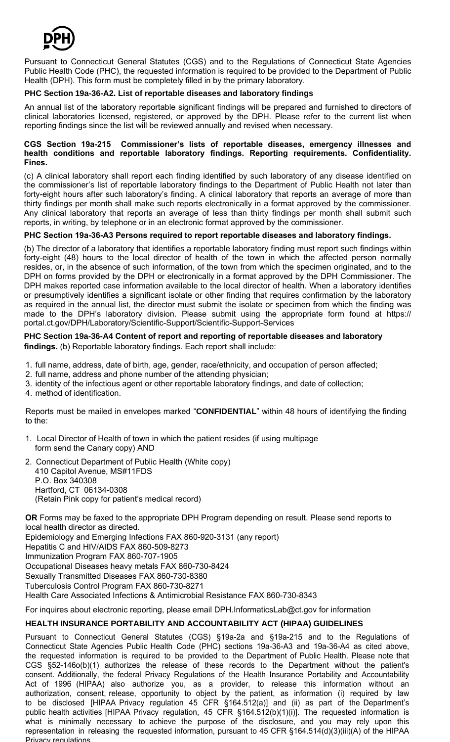DPH

Pursuant to Connecticut General Statutes (CGS) and to the Regulations of Connecticut State Agencies Public Health Code (PHC), the requested information is required to be provided to the Department of Public Health (DPH). This form must be completely filled in by the primary laboratory.

**PHC Section 19a-36-A2. List of reportable diseases and laboratory findings**

An annual list of the laboratory reportable significant findings will be prepared and furnished to directors of clinical laboratories licensed, registered, or approved by the DPH. Please refer to the current list when reporting findings since the list will be reviewed annually and revised when necessary.

**CGS Section 19a-215 Commissioner's lists of reportable diseases, emergency illnesses and health conditions and reportable laboratory findings. Reporting requirements. Confidentiality. Fines.**

(c) A clinical laboratory shall report each finding identified by such laboratory of any disease identified on the commissioner's list of reportable laboratory findings to the Department of Public Health not later than forty-eight hours after such laboratory's finding. A clinical laboratory that reports an average of more than thirty findings per month shall make such reports electronically in a format approved by the commissioner. Any clinical laboratory that reports an average of less than thirty findings per month shall submit such reports, in writing, by telephone or in an electronic format approved by the commissioner.

**PHC Section 19a-36-A3 Persons required to report reportable diseases and laboratory findings.**

(b) The director of a laboratory that identifies a reportable laboratory finding must report such findings within forty-eight (48) hours to the local director of health of the town in which the affected person normally resides, or, in the absence of such information, of the town from which the specimen originated, and to the DPH on forms provided by the DPH or electronically in a format approved by the DPH Commissioner. The DPH makes reported case information available to the local director of health. When a laboratory identifies or presumptively identifies a significant isolate or other finding that requires confirmation by the laboratory as required in the annual list, the director must submit the isolate or specimen from which the finding was made to the DPH's laboratory division. Please submit using the appropriate form found at https:// portal.ct.gov/DPH/Laboratory/Scientific-Support/Scientific-Support-Services

**PHC Section 19a-36-A4 Content of report and reporting of reportable diseases and laboratory findings.** (b) Reportable laboratory findings. Each report shall include:

1. full name, address, date of birth, age, gender, race/ethnicity, and occupation of person affected;
2. full name, address and phone number of the attending physician;
3. identity of the infectious agent or other reportable laboratory findings, and date of collection;
4. method of identification.

Reports must be mailed in envelopes marked "**CONFIDENTIAL**" within 48 hours of identifying the finding to the:

1. Local Director of Health of town in which the patient resides (if using multipage form send the Canary copy) AND
2. Connecticut Department of Public Health (White copy)
   410 Capitol Avenue, MS#11FDS
   P.O. Box 340308
   Hartford, CT 06134-0308
   (Retain Pink copy for patient's medical record)

**OR** Forms may be faxed to the appropriate DPH Program depending on result. Please send reports to local health director as directed.
Epidemiology and Emerging Infections FAX 860-920-3131 (any report)
Hepatitis C and HIV/AIDS FAX 860-509-8273
Immunization Program FAX 860-707-1905
Occupational Diseases heavy metals FAX 860-730-8424
Sexually Transmitted Diseases FAX 860-730-8380
Tuberculosis Control Program FAX 860-730-8271
Health Care Associated Infections & Antimicrobial Resistance FAX 860-730-8343

For inquires about electronic reporting, please email DPH.InformaticsLab@ct.gov for information

**HEALTH INSURANCE PORTABILITY AND ACCOUNTABILITY ACT (HIPAA) GUIDELINES**

Pursuant to Connecticut General Statutes (CGS) §19a-2a and §19a-215 and to the Regulations of Connecticut State Agencies Public Health Code (PHC) sections 19a-36-A3 and 19a-36-A4 as cited above, the requested information is required to be provided to the Department of Public Health. Please note that CGS §52-146o(b)(1) authorizes the release of these records to the Department without the patient's consent. Additionally, the federal Privacy Regulations of the Health Insurance Portability and Accountability Act of 1996 (HIPAA) also authorize you, as a provider, to release this information without an authorization, consent, release, opportunity to object by the patient, as information (i) required by law to be disclosed [HIPAA Privacy regulation 45 CFR §164.512(a)] and (ii) as part of the Department's public health activities [HIPAA Privacy regulation, 45 CFR §164.512(b)(1)(i)]. The requested information is what is minimally necessary to achieve the purpose of the disclosure, and you may rely upon this representation in releasing the requested information, pursuant to 45 CFR §164.514(d)(3)(iii)(A) of the HIPAA Privacy regulations.